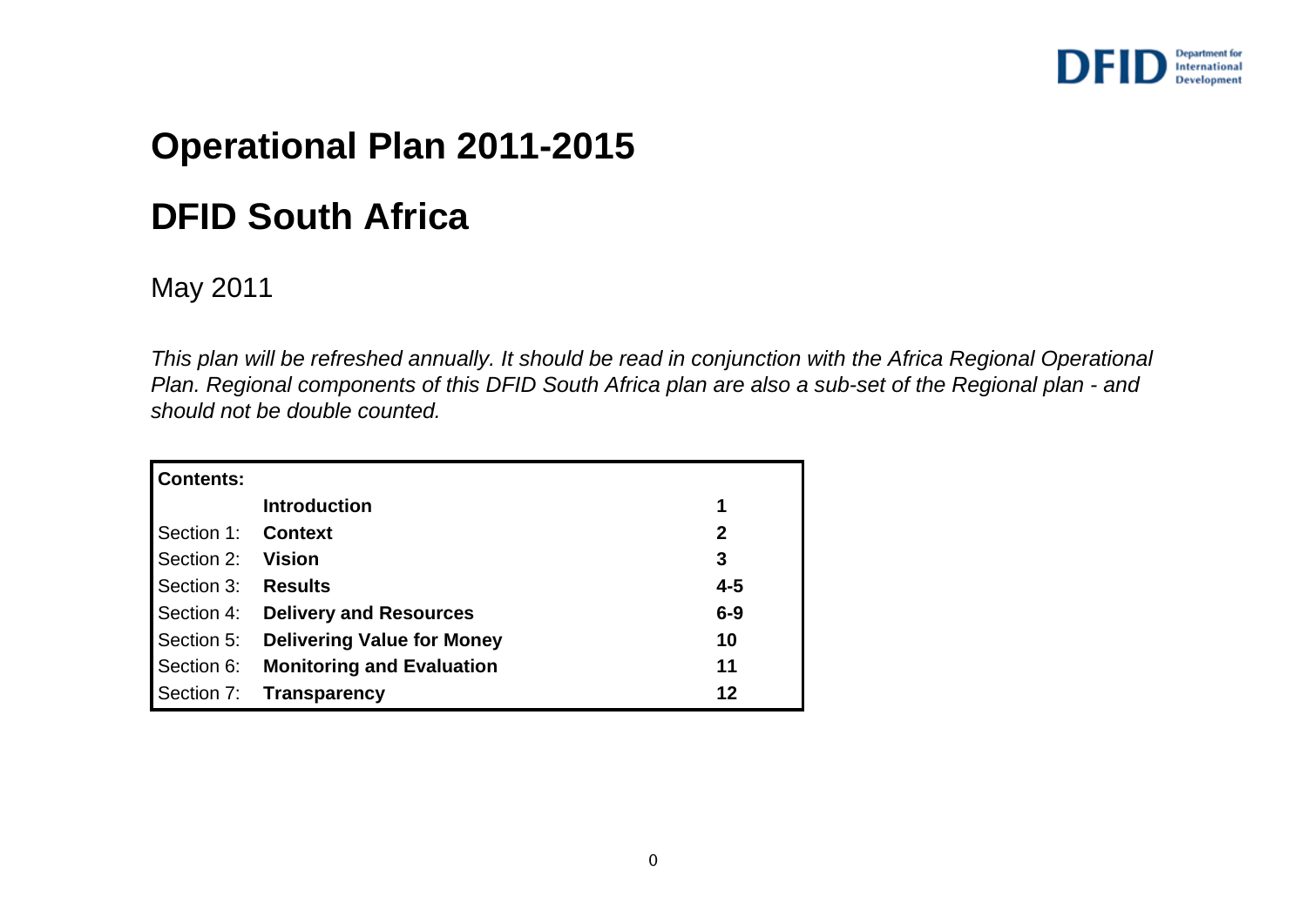# Operational Plan 2011-2015

# DFID South Africa

May 2011

*This plan will be refreshed annually. It should be read in conjunction with the Africa Regional Operational Plan. Regional components of this DFID South Africa plan are also a sub-set of the Regional plan - and should not be double counted.*

| **Contents:** | | |
|---|---|---|
| | **Introduction** | **1** |
| Section 1: | **Context** | **2** |
| Section 2: | **Vision** | **3** |
| Section 3: | **Results** | **4-5** |
| Section 4: | **Delivery and Resources** | **6-9** |
| Section 5: | **Delivering Value for Money** | **10** |
| Section 6: | **Monitoring and Evaluation** | **11** |
| Section 7: | **Transparency** | **12** |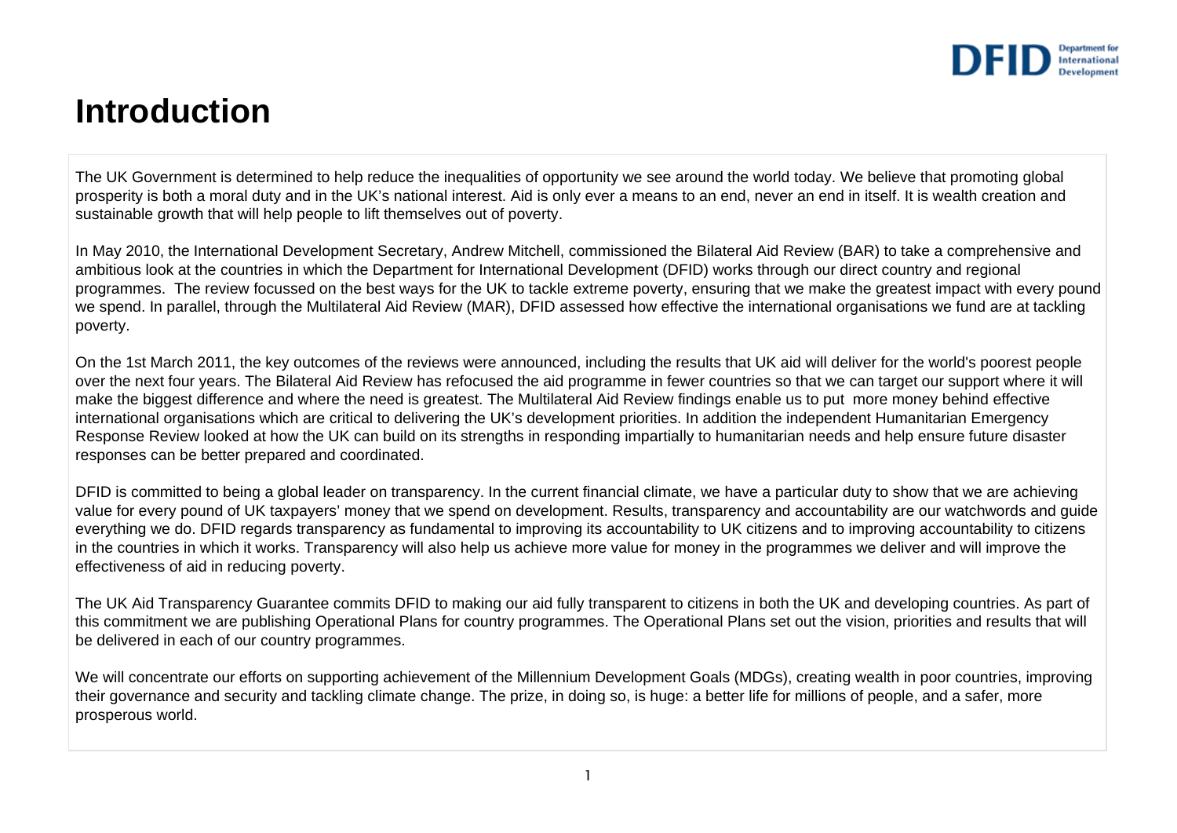# Introduction

The UK Government is determined to help reduce the inequalities of opportunity we see around the world today. We believe that promoting global prosperity is both a moral duty and in the UK's national interest. Aid is only ever a means to an end, never an end in itself. It is wealth creation and sustainable growth that will help people to lift themselves out of poverty.

In May 2010, the International Development Secretary, Andrew Mitchell, commissioned the Bilateral Aid Review (BAR) to take a comprehensive and ambitious look at the countries in which the Department for International Development (DFID) works through our direct country and regional programmes. The review focussed on the best ways for the UK to tackle extreme poverty, ensuring that we make the greatest impact with every pound we spend. In parallel, through the Multilateral Aid Review (MAR), DFID assessed how effective the international organisations we fund are at tackling poverty.

On the 1st March 2011, the key outcomes of the reviews were announced, including the results that UK aid will deliver for the world's poorest people over the next four years. The Bilateral Aid Review has refocused the aid programme in fewer countries so that we can target our support where it will make the biggest difference and where the need is greatest. The Multilateral Aid Review findings enable us to put more money behind effective international organisations which are critical to delivering the UK's development priorities. In addition the independent Humanitarian Emergency Response Review looked at how the UK can build on its strengths in responding impartially to humanitarian needs and help ensure future disaster responses can be better prepared and coordinated.

DFID is committed to being a global leader on transparency. In the current financial climate, we have a particular duty to show that we are achieving value for every pound of UK taxpayers' money that we spend on development. Results, transparency and accountability are our watchwords and guide everything we do. DFID regards transparency as fundamental to improving its accountability to UK citizens and to improving accountability to citizens in the countries in which it works. Transparency will also help us achieve more value for money in the programmes we deliver and will improve the effectiveness of aid in reducing poverty.

The UK Aid Transparency Guarantee commits DFID to making our aid fully transparent to citizens in both the UK and developing countries. As part of this commitment we are publishing Operational Plans for country programmes. The Operational Plans set out the vision, priorities and results that will be delivered in each of our country programmes.

We will concentrate our efforts on supporting achievement of the Millennium Development Goals (MDGs), creating wealth in poor countries, improving their governance and security and tackling climate change. The prize, in doing so, is huge: a better life for millions of people, and a safer, more prosperous world.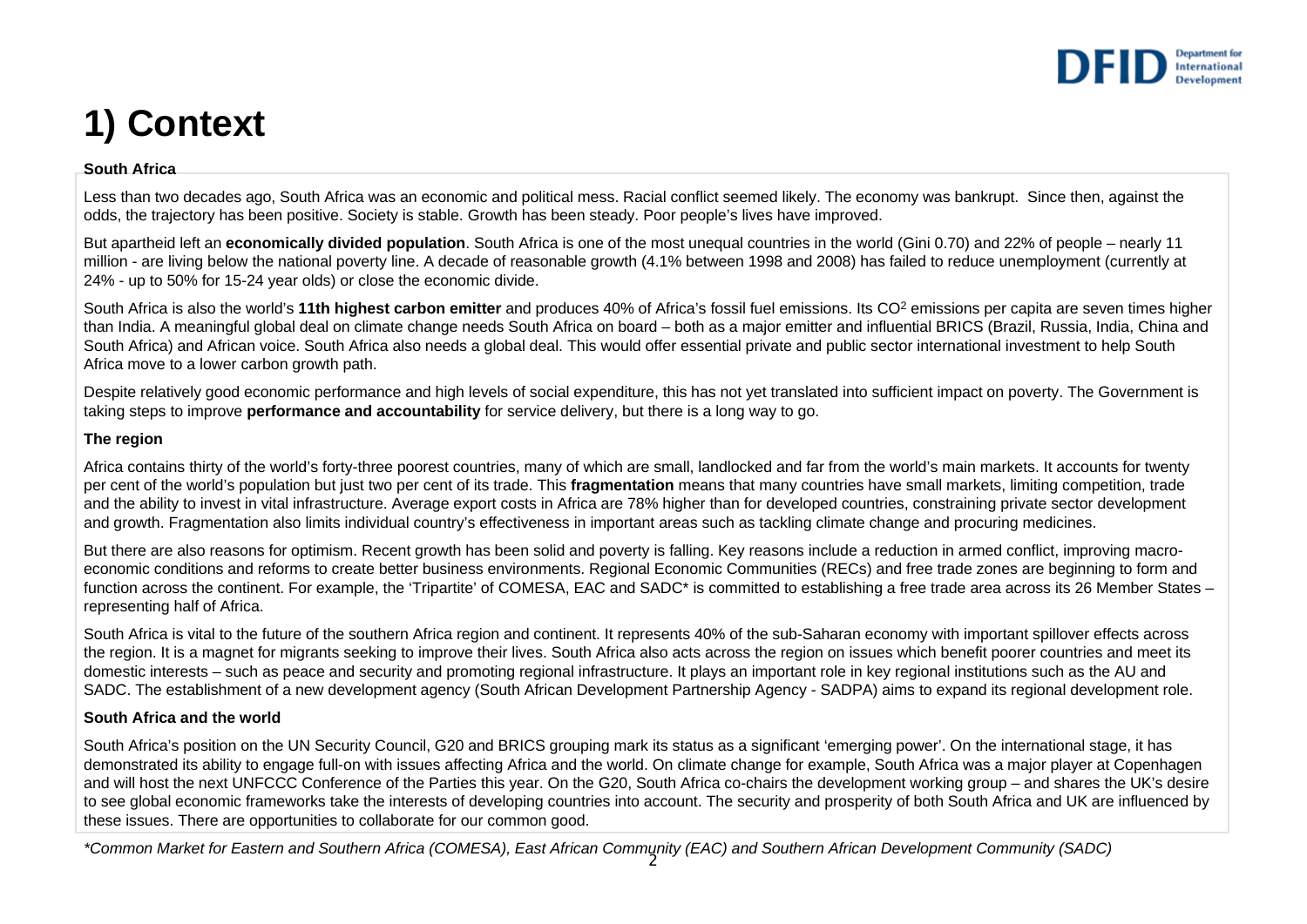# 1) Context

**South Africa**

Less than two decades ago, South Africa was an economic and political mess. Racial conflict seemed likely. The economy was bankrupt. Since then, against the odds, the trajectory has been positive. Society is stable. Growth has been steady. Poor people's lives have improved.

But apartheid left an **economically divided population**. South Africa is one of the most unequal countries in the world (Gini 0.70) and 22% of people – nearly 11 million - are living below the national poverty line. A decade of reasonable growth (4.1% between 1998 and 2008) has failed to reduce unemployment (currently at 24% - up to 50% for 15-24 year olds) or close the economic divide.

South Africa is also the world's **11th highest carbon emitter** and produces 40% of Africa's fossil fuel emissions. Its $CO^2$ emissions per capita are seven times higher than India. A meaningful global deal on climate change needs South Africa on board – both as a major emitter and influential BRICS (Brazil, Russia, India, China and South Africa) and African voice. South Africa also needs a global deal. This would offer essential private and public sector international investment to help South Africa move to a lower carbon growth path.

Despite relatively good economic performance and high levels of social expenditure, this has not yet translated into sufficient impact on poverty. The Government is taking steps to improve **performance and accountability** for service delivery, but there is a long way to go.

**The region**

Africa contains thirty of the world's forty-three poorest countries, many of which are small, landlocked and far from the world's main markets. It accounts for twenty per cent of the world's population but just two per cent of its trade. This **fragmentation** means that many countries have small markets, limiting competition, trade and the ability to invest in vital infrastructure. Average export costs in Africa are 78% higher than for developed countries, constraining private sector development and growth. Fragmentation also limits individual country's effectiveness in important areas such as tackling climate change and procuring medicines.

But there are also reasons for optimism. Recent growth has been solid and poverty is falling. Key reasons include a reduction in armed conflict, improving macro-economic conditions and reforms to create better business environments. Regional Economic Communities (RECs) and free trade zones are beginning to form and function across the continent. For example, the 'Tripartite' of COMESA, EAC and SADC* is committed to establishing a free trade area across its 26 Member States – representing half of Africa.

South Africa is vital to the future of the southern Africa region and continent. It represents 40% of the sub-Saharan economy with important spillover effects across the region. It is a magnet for migrants seeking to improve their lives. South Africa also acts across the region on issues which benefit poorer countries and meet its domestic interests – such as peace and security and promoting regional infrastructure. It plays an important role in key regional institutions such as the AU and SADC. The establishment of a new development agency (South African Development Partnership Agency - SADPA) aims to expand its regional development role.

**South Africa and the world**

South Africa's position on the UN Security Council, G20 and BRICS grouping mark its status as a significant 'emerging power'. On the international stage, it has demonstrated its ability to engage full-on with issues affecting Africa and the world. On climate change for example, South Africa was a major player at Copenhagen and will host the next UNFCCC Conference of the Parties this year. On the G20, South Africa co-chairs the development working group – and shares the UK's desire to see global economic frameworks take the interests of developing countries into account. The security and prosperity of both South Africa and UK are influenced by these issues. There are opportunities to collaborate for our common good.

*\*Common Market for Eastern and Southern Africa (COMESA), East African Community (EAC) and Southern African Development Community (SADC)*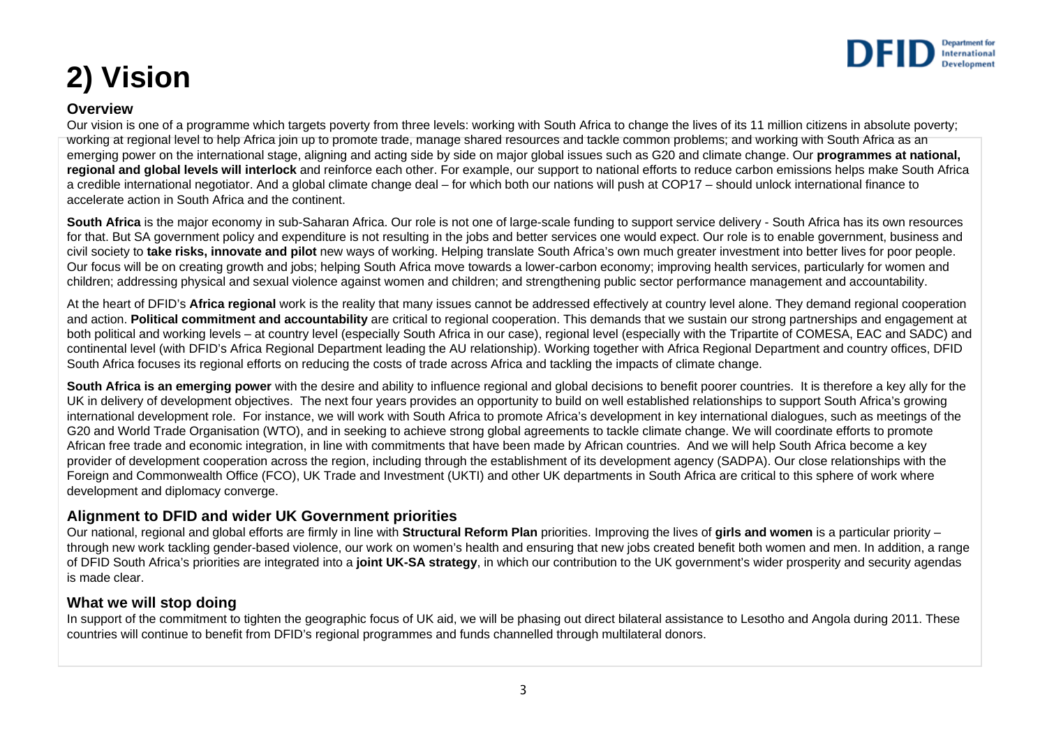# 2) Vision

## Overview

Our vision is one of a programme which targets poverty from three levels: working with South Africa to change the lives of its 11 million citizens in absolute poverty; working at regional level to help Africa join up to promote trade, manage shared resources and tackle common problems; and working with South Africa as an emerging power on the international stage, aligning and acting side by side on major global issues such as G20 and climate change. Our **programmes at national, regional and global levels will interlock** and reinforce each other. For example, our support to national efforts to reduce carbon emissions helps make South Africa a credible international negotiator. And a global climate change deal – for which both our nations will push at COP17 – should unlock international finance to accelerate action in South Africa and the continent.

**South Africa** is the major economy in sub-Saharan Africa. Our role is not one of large-scale funding to support service delivery - South Africa has its own resources for that. But SA government policy and expenditure is not resulting in the jobs and better services one would expect. Our role is to enable government, business and civil society to **take risks, innovate and pilot** new ways of working. Helping translate South Africa's own much greater investment into better lives for poor people. Our focus will be on creating growth and jobs; helping South Africa move towards a lower-carbon economy; improving health services, particularly for women and children; addressing physical and sexual violence against women and children; and strengthening public sector performance management and accountability.

At the heart of DFID's **Africa regional** work is the reality that many issues cannot be addressed effectively at country level alone. They demand regional cooperation and action. **Political commitment and accountability** are critical to regional cooperation. This demands that we sustain our strong partnerships and engagement at both political and working levels – at country level (especially South Africa in our case), regional level (especially with the Tripartite of COMESA, EAC and SADC) and continental level (with DFID's Africa Regional Department leading the AU relationship). Working together with Africa Regional Department and country offices, DFID South Africa focuses its regional efforts on reducing the costs of trade across Africa and tackling the impacts of climate change.

**South Africa is an emerging power** with the desire and ability to influence regional and global decisions to benefit poorer countries. It is therefore a key ally for the UK in delivery of development objectives. The next four years provides an opportunity to build on well established relationships to support South Africa's growing international development role. For instance, we will work with South Africa to promote Africa's development in key international dialogues, such as meetings of the G20 and World Trade Organisation (WTO), and in seeking to achieve strong global agreements to tackle climate change. We will coordinate efforts to promote African free trade and economic integration, in line with commitments that have been made by African countries. And we will help South Africa become a key provider of development cooperation across the region, including through the establishment of its development agency (SADPA). Our close relationships with the Foreign and Commonwealth Office (FCO), UK Trade and Investment (UKTI) and other UK departments in South Africa are critical to this sphere of work where development and diplomacy converge.

## Alignment to DFID and wider UK Government priorities

Our national, regional and global efforts are firmly in line with **Structural Reform Plan** priorities. Improving the lives of **girls and women** is a particular priority – through new work tackling gender-based violence, our work on women's health and ensuring that new jobs created benefit both women and men. In addition, a range of DFID South Africa's priorities are integrated into a **joint UK-SA strategy**, in which our contribution to the UK government's wider prosperity and security agendas is made clear.

## What we will stop doing

In support of the commitment to tighten the geographic focus of UK aid, we will be phasing out direct bilateral assistance to Lesotho and Angola during 2011. These countries will continue to benefit from DFID's regional programmes and funds channelled through multilateral donors.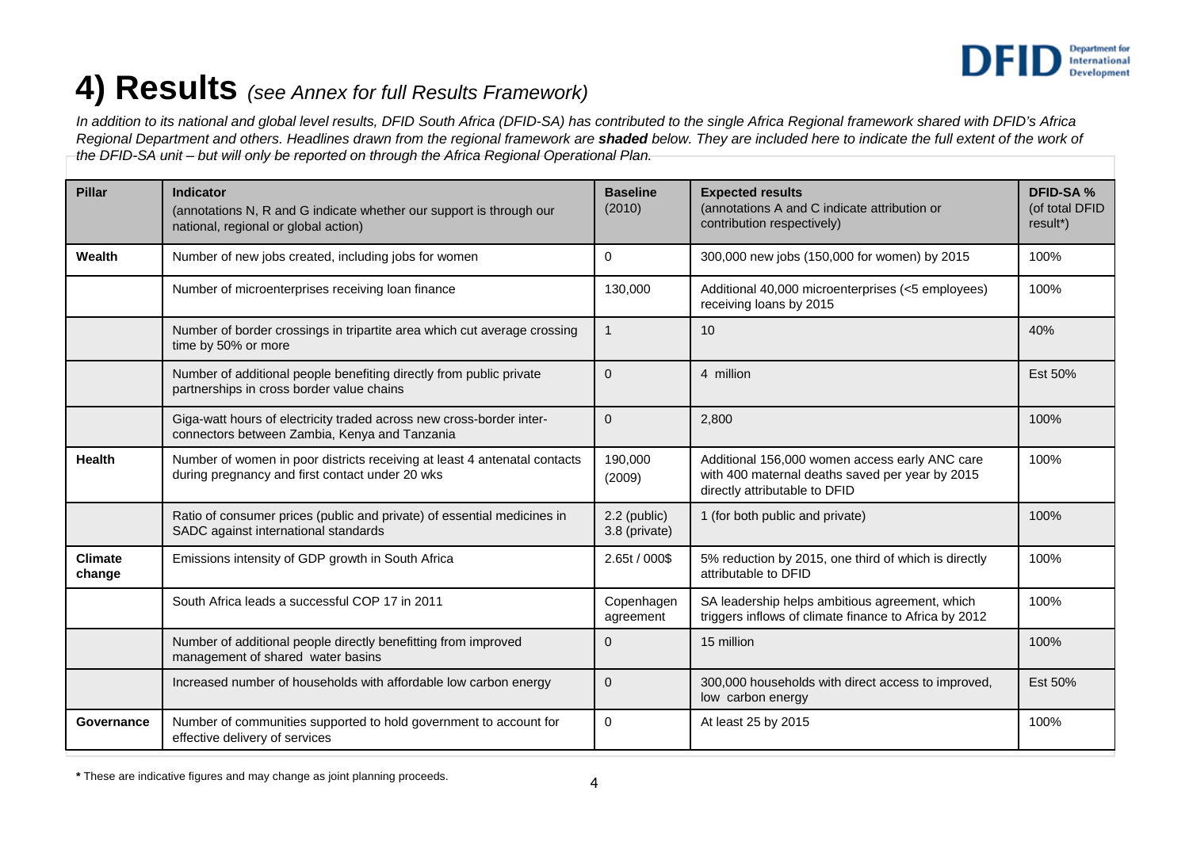# 4) Results *(see Annex for full Results Framework)*

*In addition to its national and global level results, DFID South Africa (DFID-SA) has contributed to the single Africa Regional framework shared with DFID's Africa Regional Department and others. Headlines drawn from the regional framework are **shaded** below. They are included here to indicate the full extent of the work of the DFID-SA unit – but will only be reported on through the Africa Regional Operational Plan.*

| Pillar | Indicator (annotations N, R and G indicate whether our support is through our national, regional or global action) | Baseline (2010) | Expected results (annotations A and C indicate attribution or contribution respectively) | DFID-SA % (of total DFID result*) |
|---|---|---|---|---|
| **Wealth** | Number of new jobs created, including jobs for women | 0 | 300,000 new jobs (150,000 for women) by 2015 | 100% |
| | Number of microenterprises receiving loan finance | 130,000 | Additional 40,000 microenterprises (<5 employees) receiving loans by 2015 | 100% |
| | Number of border crossings in tripartite area which cut average crossing time by 50% or more | 1 | 10 | 40% |
| | Number of additional people benefiting directly from public private partnerships in cross border value chains | 0 | 4 million | Est 50% |
| | Giga-watt hours of electricity traded across new cross-border inter-connectors between Zambia, Kenya and Tanzania | 0 | 2,800 | 100% |
| **Health** | Number of women in poor districts receiving at least 4 antenatal contacts during pregnancy and first contact under 20 wks | 190,000 (2009) | Additional 156,000 women access early ANC care with 400 maternal deaths saved per year by 2015 directly attributable to DFID | 100% |
| | Ratio of consumer prices (public and private) of essential medicines in SADC against international standards | 2.2 (public) 3.8 (private) | 1 (for both public and private) | 100% |
| **Climate change** | Emissions intensity of GDP growth in South Africa | 2.65t / 000$ | 5% reduction by 2015, one third of which is directly attributable to DFID | 100% |
| | South Africa leads a successful COP 17 in 2011 | Copenhagen agreement | SA leadership helps ambitious agreement, which triggers inflows of climate finance to Africa by 2012 | 100% |
| | Number of additional people directly benefitting from improved management of shared water basins | 0 | 15 million | 100% |
| | Increased number of households with affordable low carbon energy | 0 | 300,000 households with direct access to improved, low carbon energy | Est 50% |
| **Governance** | Number of communities supported to hold government to account for effective delivery of services | 0 | At least 25 by 2015 | 100% |

**\*** These are indicative figures and may change as joint planning proceeds.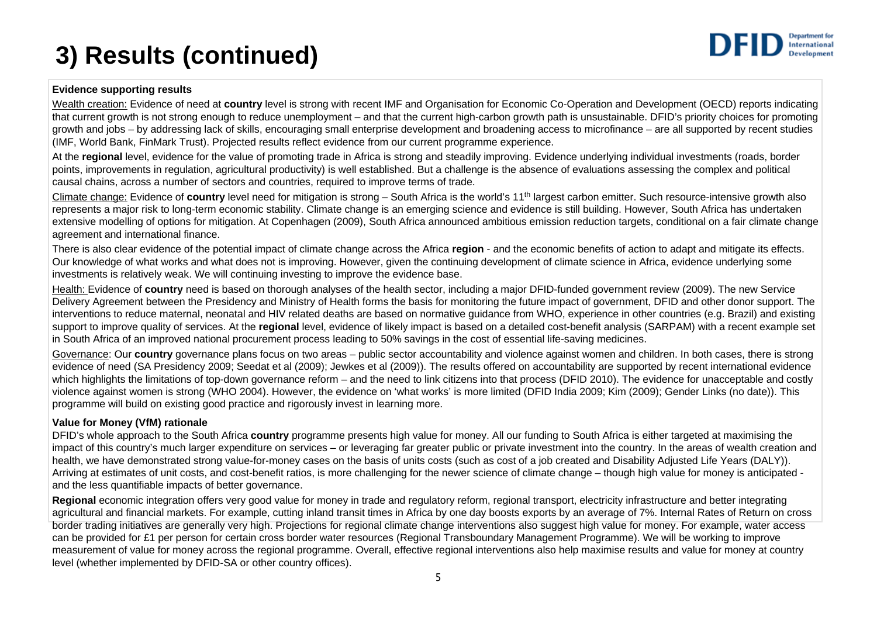# 3) Results (continued)

**Evidence supporting results**

Wealth creation: Evidence of need at **country** level is strong with recent IMF and Organisation for Economic Co-Operation and Development (OECD) reports indicating that current growth is not strong enough to reduce unemployment – and that the current high-carbon growth path is unsustainable. DFID's priority choices for promoting growth and jobs – by addressing lack of skills, encouraging small enterprise development and broadening access to microfinance – are all supported by recent studies (IMF, World Bank, FinMark Trust). Projected results reflect evidence from our current programme experience.

At the **regional** level, evidence for the value of promoting trade in Africa is strong and steadily improving. Evidence underlying individual investments (roads, border points, improvements in regulation, agricultural productivity) is well established. But a challenge is the absence of evaluations assessing the complex and political causal chains, across a number of sectors and countries, required to improve terms of trade.

Climate change: Evidence of **country** level need for mitigation is strong – South Africa is the world's 11th largest carbon emitter. Such resource-intensive growth also represents a major risk to long-term economic stability. Climate change is an emerging science and evidence is still building. However, South Africa has undertaken extensive modelling of options for mitigation. At Copenhagen (2009), South Africa announced ambitious emission reduction targets, conditional on a fair climate change agreement and international finance.

There is also clear evidence of the potential impact of climate change across the Africa **region** - and the economic benefits of action to adapt and mitigate its effects. Our knowledge of what works and what does not is improving. However, given the continuing development of climate science in Africa, evidence underlying some investments is relatively weak. We will continuing investing to improve the evidence base.

Health: Evidence of **country** need is based on thorough analyses of the health sector, including a major DFID-funded government review (2009). The new Service Delivery Agreement between the Presidency and Ministry of Health forms the basis for monitoring the future impact of government, DFID and other donor support. The interventions to reduce maternal, neonatal and HIV related deaths are based on normative guidance from WHO, experience in other countries (e.g. Brazil) and existing support to improve quality of services. At the **regional** level, evidence of likely impact is based on a detailed cost-benefit analysis (SARPAM) with a recent example set in South Africa of an improved national procurement process leading to 50% savings in the cost of essential life-saving medicines.

Governance: Our **country** governance plans focus on two areas – public sector accountability and violence against women and children. In both cases, there is strong evidence of need (SA Presidency 2009; Seedat et al (2009); Jewkes et al (2009)). The results offered on accountability are supported by recent international evidence which highlights the limitations of top-down governance reform – and the need to link citizens into that process (DFID 2010). The evidence for unacceptable and costly violence against women is strong (WHO 2004). However, the evidence on 'what works' is more limited (DFID India 2009; Kim (2009); Gender Links (no date)). This programme will build on existing good practice and rigorously invest in learning more.

**Value for Money (VfM) rationale**

DFID's whole approach to the South Africa **country** programme presents high value for money. All our funding to South Africa is either targeted at maximising the impact of this country's much larger expenditure on services – or leveraging far greater public or private investment into the country. In the areas of wealth creation and health, we have demonstrated strong value-for-money cases on the basis of units costs (such as cost of a job created and Disability Adjusted Life Years (DALY)). Arriving at estimates of unit costs, and cost-benefit ratios, is more challenging for the newer science of climate change – though high value for money is anticipated - and the less quantifiable impacts of better governance.

**Regional** economic integration offers very good value for money in trade and regulatory reform, regional transport, electricity infrastructure and better integrating agricultural and financial markets. For example, cutting inland transit times in Africa by one day boosts exports by an average of 7%. Internal Rates of Return on cross border trading initiatives are generally very high. Projections for regional climate change interventions also suggest high value for money. For example, water access can be provided for £1 per person for certain cross border water resources (Regional Transboundary Management Programme). We will be working to improve measurement of value for money across the regional programme. Overall, effective regional interventions also help maximise results and value for money at country level (whether implemented by DFID-SA or other country offices).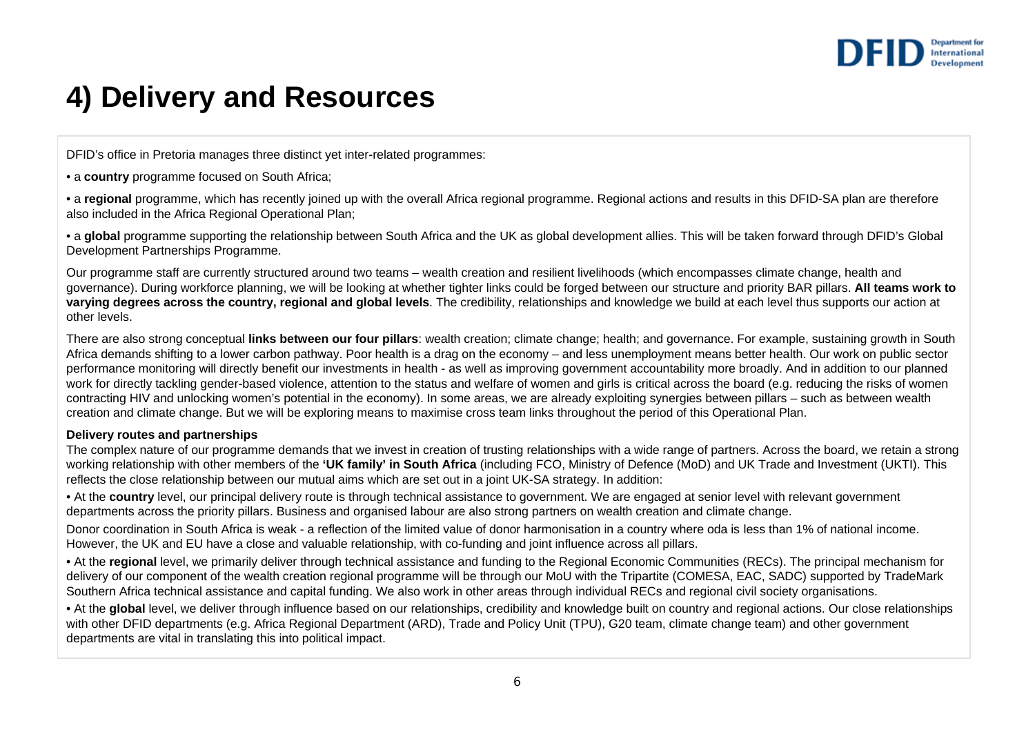# 4) Delivery and Resources

DFID's office in Pretoria manages three distinct yet inter-related programmes:

- a **country** programme focused on South Africa;
- a **regional** programme, which has recently joined up with the overall Africa regional programme. Regional actions and results in this DFID-SA plan are therefore also included in the Africa Regional Operational Plan;
- a **global** programme supporting the relationship between South Africa and the UK as global development allies. This will be taken forward through DFID's Global Development Partnerships Programme.

Our programme staff are currently structured around two teams – wealth creation and resilient livelihoods (which encompasses climate change, health and governance). During workforce planning, we will be looking at whether tighter links could be forged between our structure and priority BAR pillars. **All teams work to varying degrees across the country, regional and global levels**. The credibility, relationships and knowledge we build at each level thus supports our action at other levels.

There are also strong conceptual **links between our four pillars**: wealth creation; climate change; health; and governance. For example, sustaining growth in South Africa demands shifting to a lower carbon pathway. Poor health is a drag on the economy – and less unemployment means better health. Our work on public sector performance monitoring will directly benefit our investments in health - as well as improving government accountability more broadly. And in addition to our planned work for directly tackling gender-based violence, attention to the status and welfare of women and girls is critical across the board (e.g. reducing the risks of women contracting HIV and unlocking women's potential in the economy). In some areas, we are already exploiting synergies between pillars – such as between wealth creation and climate change. But we will be exploring means to maximise cross team links throughout the period of this Operational Plan.

**Delivery routes and partnerships**

The complex nature of our programme demands that we invest in creation of trusting relationships with a wide range of partners. Across the board, we retain a strong working relationship with other members of the **'UK family' in South Africa** (including FCO, Ministry of Defence (MoD) and UK Trade and Investment (UKTI). This reflects the close relationship between our mutual aims which are set out in a joint UK-SA strategy. In addition:

- At the **country** level, our principal delivery route is through technical assistance to government. We are engaged at senior level with relevant government departments across the priority pillars. Business and organised labour are also strong partners on wealth creation and climate change.

Donor coordination in South Africa is weak - a reflection of the limited value of donor harmonisation in a country where oda is less than 1% of national income. However, the UK and EU have a close and valuable relationship, with co-funding and joint influence across all pillars.

- At the **regional** level, we primarily deliver through technical assistance and funding to the Regional Economic Communities (RECs). The principal mechanism for delivery of our component of the wealth creation regional programme will be through our MoU with the Tripartite (COMESA, EAC, SADC) supported by TradeMark Southern Africa technical assistance and capital funding. We also work in other areas through individual RECs and regional civil society organisations.
- At the **global** level, we deliver through influence based on our relationships, credibility and knowledge built on country and regional actions. Our close relationships with other DFID departments (e.g. Africa Regional Department (ARD), Trade and Policy Unit (TPU), G20 team, climate change team) and other government departments are vital in translating this into political impact.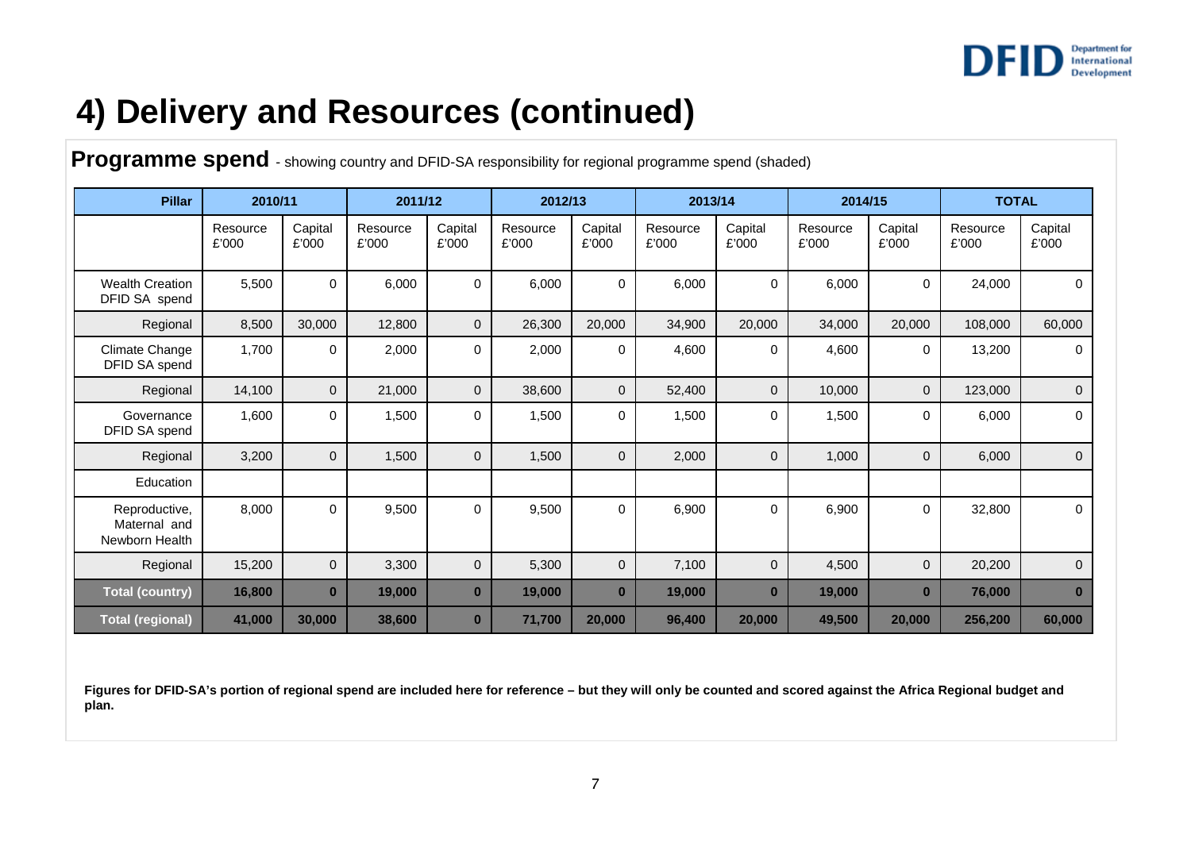# 4) Delivery and Resources (continued)

**Programme spend** - showing country and DFID-SA responsibility for regional programme spend (shaded)

| Pillar | 2010/11 | | 2011/12 | | 2012/13 | | 2013/14 | | 2014/15 | | TOTAL | |
|---|---|---|---|---|---|---|---|---|---|---|---|---|
| | Resource £'000 | Capital £'000 | Resource £'000 | Capital £'000 | Resource £'000 | Capital £'000 | Resource £'000 | Capital £'000 | Resource £'000 | Capital £'000 | Resource £'000 | Capital £'000 |
| Wealth Creation DFID SA spend | 5,500 | 0 | 6,000 | 0 | 6,000 | 0 | 6,000 | 0 | 6,000 | 0 | 24,000 | 0 |
| Regional | 8,500 | 30,000 | 12,800 | 0 | 26,300 | 20,000 | 34,900 | 20,000 | 34,000 | 20,000 | 108,000 | 60,000 |
| Climate Change DFID SA spend | 1,700 | 0 | 2,000 | 0 | 2,000 | 0 | 4,600 | 0 | 4,600 | 0 | 13,200 | 0 |
| Regional | 14,100 | 0 | 21,000 | 0 | 38,600 | 0 | 52,400 | 0 | 10,000 | 0 | 123,000 | 0 |
| Governance DFID SA spend | 1,600 | 0 | 1,500 | 0 | 1,500 | 0 | 1,500 | 0 | 1,500 | 0 | 6,000 | 0 |
| Regional | 3,200 | 0 | 1,500 | 0 | 1,500 | 0 | 2,000 | 0 | 1,000 | 0 | 6,000 | 0 |
| Education | | | | | | | | | | | | |
| Reproductive, Maternal and Newborn Health | 8,000 | 0 | 9,500 | 0 | 9,500 | 0 | 6,900 | 0 | 6,900 | 0 | 32,800 | 0 |
| Regional | 15,200 | 0 | 3,300 | 0 | 5,300 | 0 | 7,100 | 0 | 4,500 | 0 | 20,200 | 0 |
| **Total (country)** | **16,800** | **0** | **19,000** | **0** | **19,000** | **0** | **19,000** | **0** | **19,000** | **0** | **76,000** | **0** |
| **Total (regional)** | **41,000** | **30,000** | **38,600** | **0** | **71,700** | **20,000** | **96,400** | **20,000** | **49,500** | **20,000** | **256,200** | **60,000** |

**Figures for DFID-SA's portion of regional spend are included here for reference – but they will only be counted and scored against the Africa Regional budget and plan.**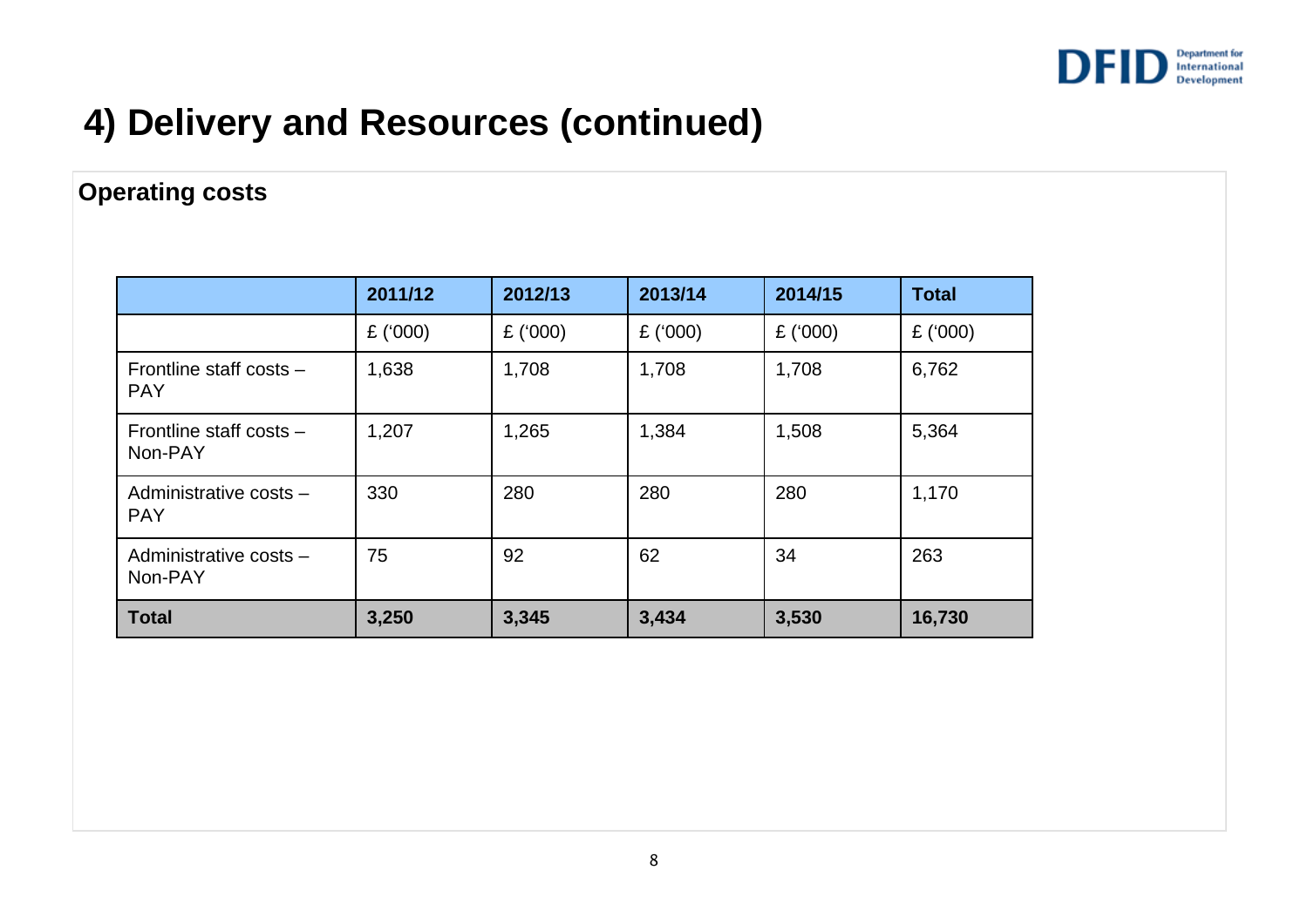# 4) Delivery and Resources (continued)

## Operating costs

| | 2011/12 | 2012/13 | 2013/14 | 2014/15 | Total |
|---|---|---|---|---|---|
| | £ ('000) | £ ('000) | £ ('000) | £ ('000) | £ ('000) |
| Frontline staff costs – PAY | 1,638 | 1,708 | 1,708 | 1,708 | 6,762 |
| Frontline staff costs – Non-PAY | 1,207 | 1,265 | 1,384 | 1,508 | 5,364 |
| Administrative costs – PAY | 330 | 280 | 280 | 280 | 1,170 |
| Administrative costs – Non-PAY | 75 | 92 | 62 | 34 | 263 |
| **Total** | **3,250** | **3,345** | **3,434** | **3,530** | **16,730** |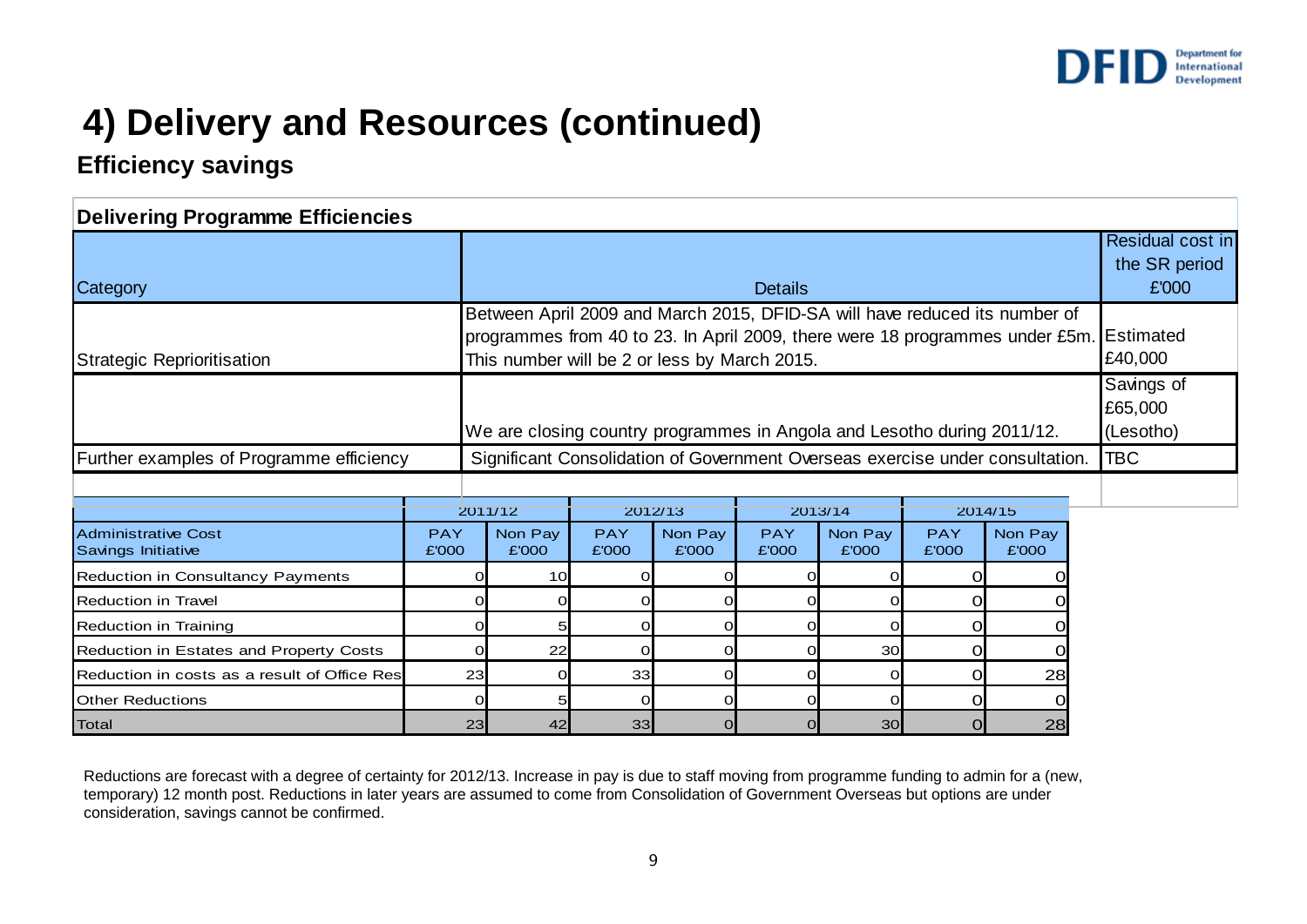# 4) Delivery and Resources (continued)

## Efficiency savings

**Delivering Programme Efficiencies**

| Category | Details | Residual cost in the SR period £'000 |
|---|---|---|
| Strategic Reprioritisation | Between April 2009 and March 2015, DFID-SA will have reduced its number of programmes from 40 to 23. In April 2009, there were 18 programmes under £5m. This number will be 2 or less by March 2015. | Estimated £40,000 |
| | We are closing country programmes in Angola and Lesotho during 2011/12. | Savings of £65,000 (Lesotho) |
| Further examples of Programme efficiency | Significant Consolidation of Government Overseas exercise under consultation. | TBC |

| Administrative Cost Savings Initiative | 2011/12 | | 2012/13 | | 2013/14 | | 2014/15 | |
|---|---|---|---|---|---|---|---|---|
| | PAY £'000 | Non Pay £'000 | PAY £'000 | Non Pay £'000 | PAY £'000 | Non Pay £'000 | PAY £'000 | Non Pay £'000 |
| Reduction in Consultancy Payments | 0 | 10 | 0 | 0 | 0 | 0 | 0 | 0 |
| Reduction in Travel | 0 | 0 | 0 | 0 | 0 | 0 | 0 | 0 |
| Reduction in Training | 0 | 5 | 0 | 0 | 0 | 0 | 0 | 0 |
| Reduction in Estates and Property Costs | 0 | 22 | 0 | 0 | 0 | 30 | 0 | 0 |
| Reduction in costs as a result of Office Res | 23 | 0 | 33 | 0 | 0 | 0 | 0 | 28 |
| Other Reductions | 0 | 5 | 0 | 0 | 0 | 0 | 0 | 0 |
| Total | 23 | 42 | 33 | 0 | 0 | 30 | 0 | 28 |

Reductions are forecast with a degree of certainty for 2012/13. Increase in pay is due to staff moving from programme funding to admin for a (new, temporary) 12 month post. Reductions in later years are assumed to come from Consolidation of Government Overseas but options are under consideration, savings cannot be confirmed.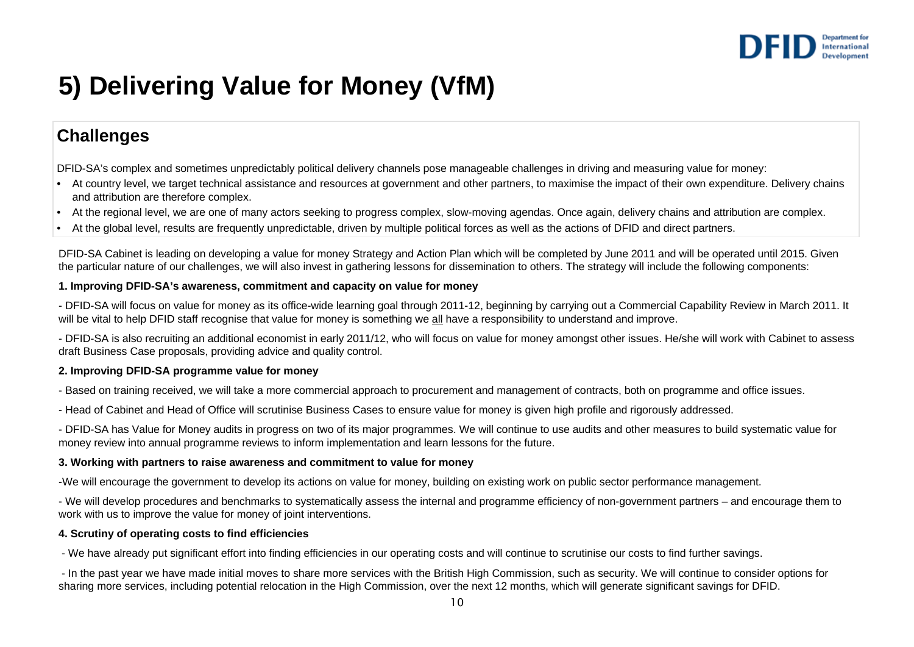# 5) Delivering Value for Money (VfM)

## Challenges

DFID-SA's complex and sometimes unpredictably political delivery channels pose manageable challenges in driving and measuring value for money:

- At country level, we target technical assistance and resources at government and other partners, to maximise the impact of their own expenditure. Delivery chains and attribution are therefore complex.
- At the regional level, we are one of many actors seeking to progress complex, slow-moving agendas. Once again, delivery chains and attribution are complex.
- At the global level, results are frequently unpredictable, driven by multiple political forces as well as the actions of DFID and direct partners.

DFID-SA Cabinet is leading on developing a value for money Strategy and Action Plan which will be completed by June 2011 and will be operated until 2015. Given the particular nature of our challenges, we will also invest in gathering lessons for dissemination to others. The strategy will include the following components:

**1. Improving DFID-SA's awareness, commitment and capacity on value for money**

- DFID-SA will focus on value for money as its office-wide learning goal through 2011-12, beginning by carrying out a Commercial Capability Review in March 2011. It will be vital to help DFID staff recognise that value for money is something we all have a responsibility to understand and improve.

- DFID-SA is also recruiting an additional economist in early 2011/12, who will focus on value for money amongst other issues. He/she will work with Cabinet to assess draft Business Case proposals, providing advice and quality control.

**2. Improving DFID-SA programme value for money**

- Based on training received, we will take a more commercial approach to procurement and management of contracts, both on programme and office issues.

- Head of Cabinet and Head of Office will scrutinise Business Cases to ensure value for money is given high profile and rigorously addressed.

- DFID-SA has Value for Money audits in progress on two of its major programmes. We will continue to use audits and other measures to build systematic value for money review into annual programme reviews to inform implementation and learn lessons for the future.

**3. Working with partners to raise awareness and commitment to value for money**

-We will encourage the government to develop its actions on value for money, building on existing work on public sector performance management.

- We will develop procedures and benchmarks to systematically assess the internal and programme efficiency of non-government partners – and encourage them to work with us to improve the value for money of joint interventions.

**4. Scrutiny of operating costs to find efficiencies**

- We have already put significant effort into finding efficiencies in our operating costs and will continue to scrutinise our costs to find further savings.

- In the past year we have made initial moves to share more services with the British High Commission, such as security. We will continue to consider options for sharing more services, including potential relocation in the High Commission, over the next 12 months, which will generate significant savings for DFID.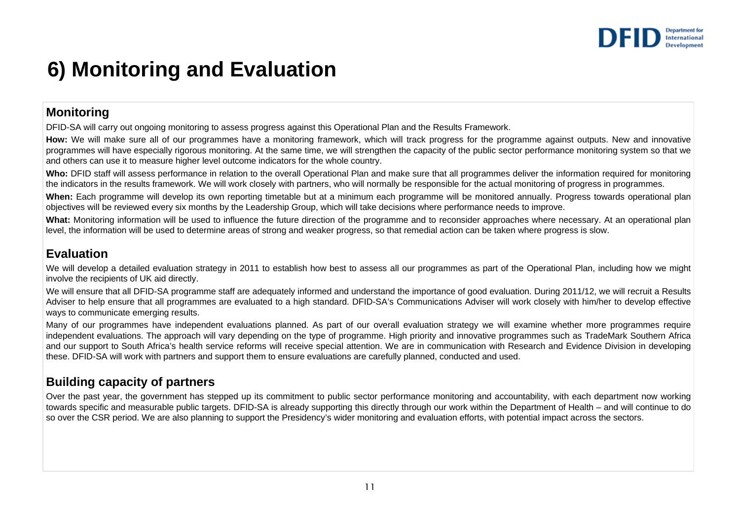# 6) Monitoring and Evaluation

## Monitoring

DFID-SA will carry out ongoing monitoring to assess progress against this Operational Plan and the Results Framework.

**How:** We will make sure all of our programmes have a monitoring framework, which will track progress for the programme against outputs. New and innovative programmes will have especially rigorous monitoring. At the same time, we will strengthen the capacity of the public sector performance monitoring system so that we and others can use it to measure higher level outcome indicators for the whole country.

**Who:** DFID staff will assess performance in relation to the overall Operational Plan and make sure that all programmes deliver the information required for monitoring the indicators in the results framework. We will work closely with partners, who will normally be responsible for the actual monitoring of progress in programmes.

**When:** Each programme will develop its own reporting timetable but at a minimum each programme will be monitored annually. Progress towards operational plan objectives will be reviewed every six months by the Leadership Group, which will take decisions where performance needs to improve.

**What:** Monitoring information will be used to influence the future direction of the programme and to reconsider approaches where necessary. At an operational plan level, the information will be used to determine areas of strong and weaker progress, so that remedial action can be taken where progress is slow.

## Evaluation

We will develop a detailed evaluation strategy in 2011 to establish how best to assess all our programmes as part of the Operational Plan, including how we might involve the recipients of UK aid directly.

We will ensure that all DFID-SA programme staff are adequately informed and understand the importance of good evaluation. During 2011/12, we will recruit a Results Adviser to help ensure that all programmes are evaluated to a high standard. DFID-SA's Communications Adviser will work closely with him/her to develop effective ways to communicate emerging results.

Many of our programmes have independent evaluations planned. As part of our overall evaluation strategy we will examine whether more programmes require independent evaluations. The approach will vary depending on the type of programme. High priority and innovative programmes such as TradeMark Southern Africa and our support to South Africa's health service reforms will receive special attention. We are in communication with Research and Evidence Division in developing these. DFID-SA will work with partners and support them to ensure evaluations are carefully planned, conducted and used.

## Building capacity of partners

Over the past year, the government has stepped up its commitment to public sector performance monitoring and accountability, with each department now working towards specific and measurable public targets. DFID-SA is already supporting this directly through our work within the Department of Health – and will continue to do so over the CSR period. We are also planning to support the Presidency's wider monitoring and evaluation efforts, with potential impact across the sectors.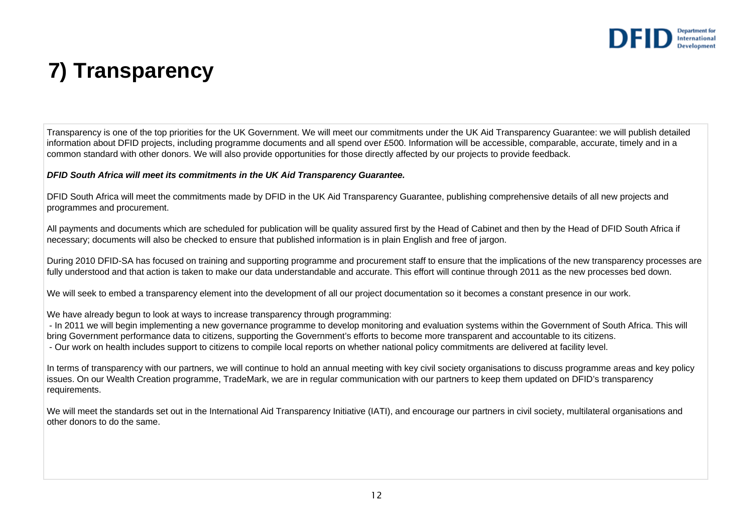# 7) Transparency

Transparency is one of the top priorities for the UK Government. We will meet our commitments under the UK Aid Transparency Guarantee: we will publish detailed information about DFID projects, including programme documents and all spend over £500. Information will be accessible, comparable, accurate, timely and in a common standard with other donors. We will also provide opportunities for those directly affected by our projects to provide feedback.

***DFID South Africa will meet its commitments in the UK Aid Transparency Guarantee.***

DFID South Africa will meet the commitments made by DFID in the UK Aid Transparency Guarantee, publishing comprehensive details of all new projects and programmes and procurement.

All payments and documents which are scheduled for publication will be quality assured first by the Head of Cabinet and then by the Head of DFID South Africa if necessary; documents will also be checked to ensure that published information is in plain English and free of jargon.

During 2010 DFID-SA has focused on training and supporting programme and procurement staff to ensure that the implications of the new transparency processes are fully understood and that action is taken to make our data understandable and accurate. This effort will continue through 2011 as the new processes bed down.

We will seek to embed a transparency element into the development of all our project documentation so it becomes a constant presence in our work.

We have already begun to look at ways to increase transparency through programming:

- In 2011 we will begin implementing a new governance programme to develop monitoring and evaluation systems within the Government of South Africa. This will bring Government performance data to citizens, supporting the Government's efforts to become more transparent and accountable to its citizens.
- Our work on health includes support to citizens to compile local reports on whether national policy commitments are delivered at facility level.

In terms of transparency with our partners, we will continue to hold an annual meeting with key civil society organisations to discuss programme areas and key policy issues. On our Wealth Creation programme, TradeMark, we are in regular communication with our partners to keep them updated on DFID's transparency requirements.

We will meet the standards set out in the International Aid Transparency Initiative (IATI), and encourage our partners in civil society, multilateral organisations and other donors to do the same.